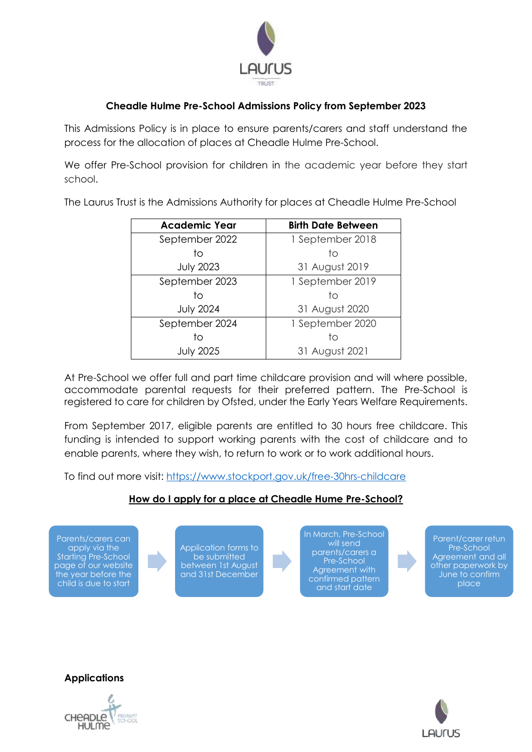## Cheadle Hulme Pre-School Admissions Policy from September 2023

This Admissions Policy is in place to ensure parents/carers and staff understand the process for the allocation of places at Cheadle Hulme Pre-School.

We offer Pre-School provision for children in the academic year before they start school.

The Laurus Trust is the Admissions Authority for places at Cheadle Hulme Pre-School

| Academic Year | Birth Date Between |
|---|---|
| September 2022 to July 2023 | 1 September 2018 to 31 August 2019 |
| September 2023 to July 2024 | 1 September 2019 to 31 August 2020 |
| September 2024 to July 2025 | 1 September 2020 to 31 August 2021 |

At Pre-School we offer full and part time childcare provision and will where possible, accommodate parental requests for their preferred pattern. The Pre-School is registered to care for children by Ofsted, under the Early Years Welfare Requirements.

From September 2017, eligible parents are entitled to 30 hours free childcare. This funding is intended to support working parents with the cost of childcare and to enable parents, where they wish, to return to work or to work additional hours.

To find out more visit: https://www.stockport.gov.uk/free-30hrs-childcare

**How do I apply for a place at Cheadle Hume Pre-School?**

1. Parents/carers can apply via the Starting Pre-School page of our website the year before the child is due to start
2. Application forms to be submitted between 1st August and 31st December
3. In March, Pre-School will send parents/carers a Pre-School Agreement with confirmed pattern and start date
4. Parent/carer retun Pre-School Agreement and all other paperwork by June to confirm place

### Applications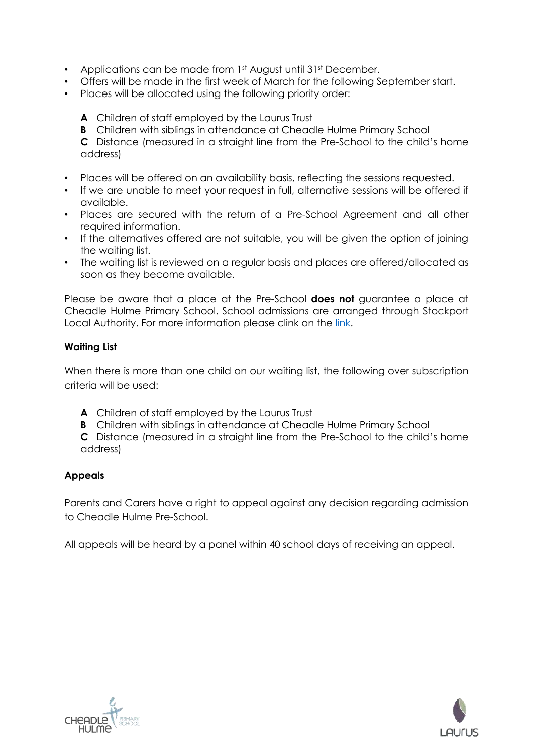- Applications can be made from 1st August until 31st December.
- Offers will be made in the first week of March for the following September start.
- Places will be allocated using the following priority order:

  **A** Children of staff employed by the Laurus Trust
  **B** Children with siblings in attendance at Cheadle Hulme Primary School
  **C** Distance (measured in a straight line from the Pre-School to the child's home address)

- Places will be offered on an availability basis, reflecting the sessions requested.
- If we are unable to meet your request in full, alternative sessions will be offered if available.
- Places are secured with the return of a Pre-School Agreement and all other required information.
- If the alternatives offered are not suitable, you will be given the option of joining the waiting list.
- The waiting list is reviewed on a regular basis and places are offered/allocated as soon as they become available.

Please be aware that a place at the Pre-School **does not** guarantee a place at Cheadle Hulme Primary School. School admissions are arranged through Stockport Local Authority. For more information please clink on the link.

**Waiting List**

When there is more than one child on our waiting list, the following over subscription criteria will be used:

**A** Children of staff employed by the Laurus Trust
**B** Children with siblings in attendance at Cheadle Hulme Primary School
**C** Distance (measured in a straight line from the Pre-School to the child's home address)

**Appeals**

Parents and Carers have a right to appeal against any decision regarding admission to Cheadle Hulme Pre-School.

All appeals will be heard by a panel within 40 school days of receiving an appeal.